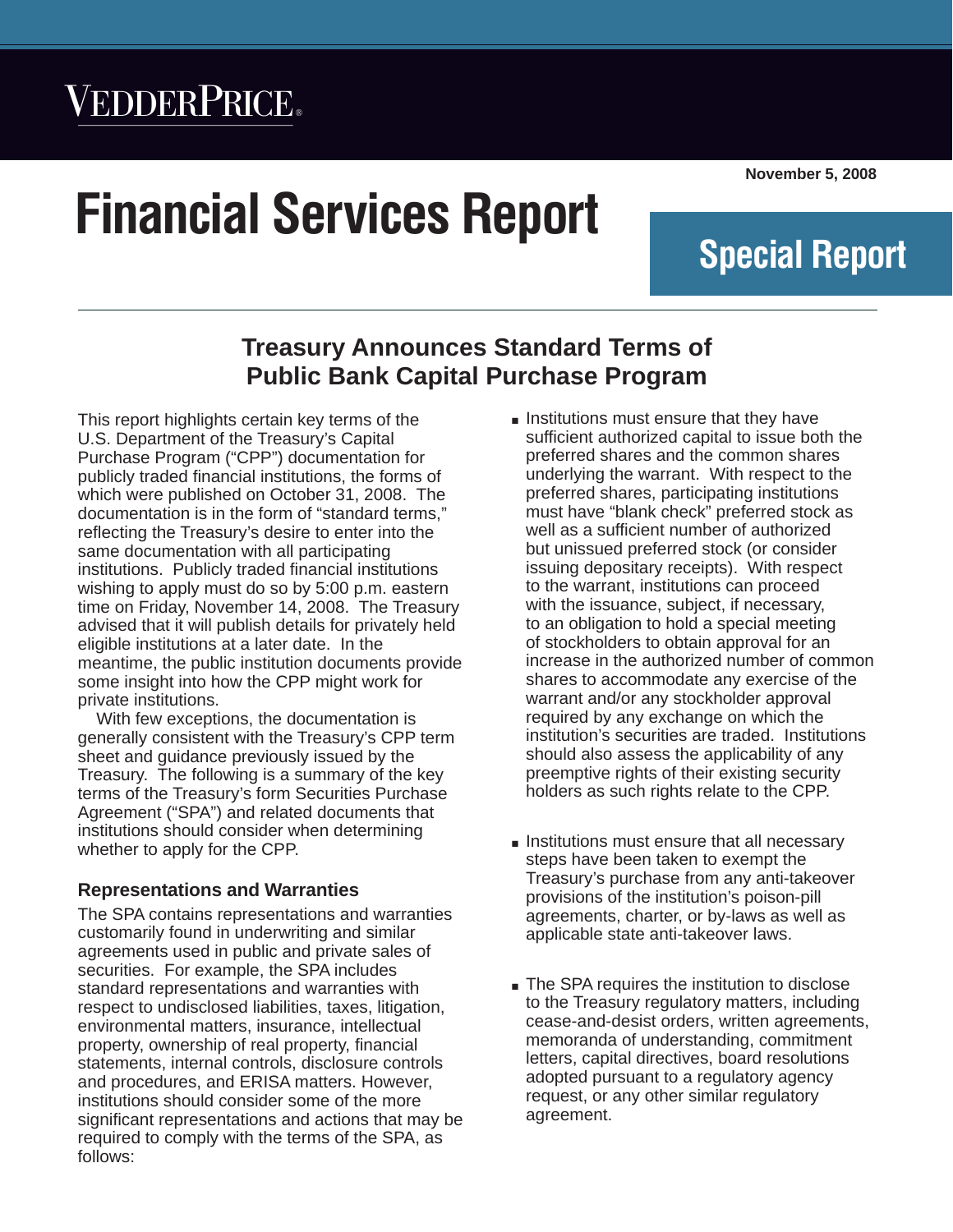VEDDERPRICE

November 5, 2008

# Financial Services Report

## Special Report

## Treasury Announces Standard Terms of Public Bank Capital Purchase Program

This report highlights certain key terms of the U.S. Department of the Treasury's Capital Purchase Program ("CPP") documentation for publicly traded financial institutions, the forms of which were published on October 31, 2008. The documentation is in the form of "standard terms," reflecting the Treasury's desire to enter into the same documentation with all participating institutions. Publicly traded financial institutions wishing to apply must do so by 5:00 p.m. eastern time on Friday, November 14, 2008. The Treasury advised that it will publish details for privately held eligible institutions at a later date. In the meantime, the public institution documents provide some insight into how the CPP might work for private institutions.

With few exceptions, the documentation is generally consistent with the Treasury's CPP term sheet and guidance previously issued by the Treasury. The following is a summary of the key terms of the Treasury's form Securities Purchase Agreement ("SPA") and related documents that institutions should consider when determining whether to apply for the CPP.

### Representations and Warranties

The SPA contains representations and warranties customarily found in underwriting and similar agreements used in public and private sales of securities. For example, the SPA includes standard representations and warranties with respect to undisclosed liabilities, taxes, litigation, environmental matters, insurance, intellectual property, ownership of real property, financial statements, internal controls, disclosure controls and procedures, and ERISA matters. However, institutions should consider some of the more significant representations and actions that may be required to comply with the terms of the SPA, as follows:

- Institutions must ensure that they have sufficient authorized capital to issue both the preferred shares and the common shares underlying the warrant. With respect to the preferred shares, participating institutions must have "blank check" preferred stock as well as a sufficient number of authorized but unissued preferred stock (or consider issuing depositary receipts). With respect to the warrant, institutions can proceed with the issuance, subject, if necessary, to an obligation to hold a special meeting of stockholders to obtain approval for an increase in the authorized number of common shares to accommodate any exercise of the warrant and/or any stockholder approval required by any exchange on which the institution's securities are traded. Institutions should also assess the applicability of any preemptive rights of their existing security holders as such rights relate to the CPP.

- Institutions must ensure that all necessary steps have been taken to exempt the Treasury's purchase from any anti-takeover provisions of the institution's poison-pill agreements, charter, or by-laws as well as applicable state anti-takeover laws.

- The SPA requires the institution to disclose to the Treasury regulatory matters, including cease-and-desist orders, written agreements, memoranda of understanding, commitment letters, capital directives, board resolutions adopted pursuant to a regulatory agency request, or any other similar regulatory agreement.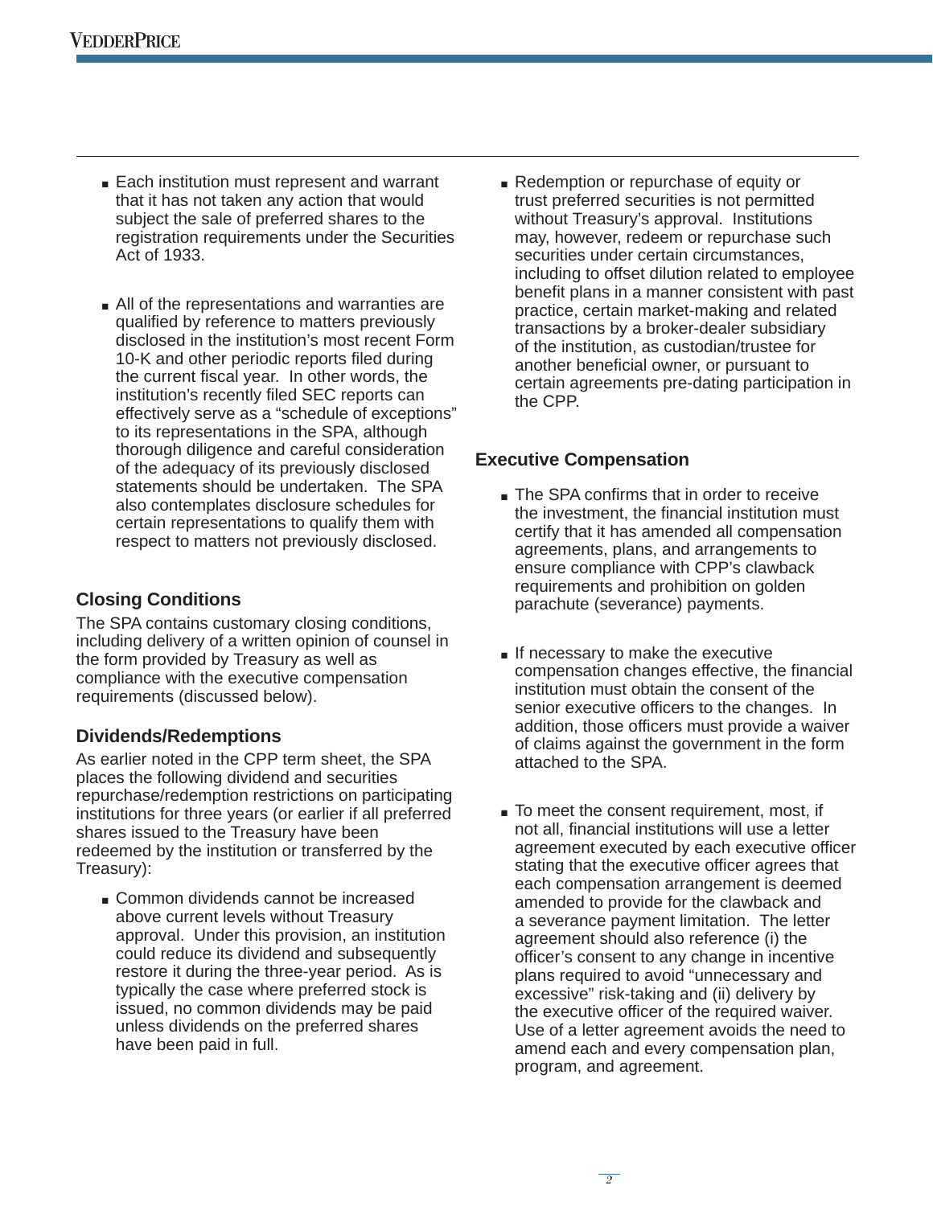- Each institution must represent and warrant that it has not taken any action that would subject the sale of preferred shares to the registration requirements under the Securities Act of 1933.

- All of the representations and warranties are qualified by reference to matters previously disclosed in the institution's most recent Form 10-K and other periodic reports filed during the current fiscal year. In other words, the institution's recently filed SEC reports can effectively serve as a "schedule of exceptions" to its representations in the SPA, although thorough diligence and careful consideration of the adequacy of its previously disclosed statements should be undertaken. The SPA also contemplates disclosure schedules for certain representations to qualify them with respect to matters not previously disclosed.

## Closing Conditions

The SPA contains customary closing conditions, including delivery of a written opinion of counsel in the form provided by Treasury as well as compliance with the executive compensation requirements (discussed below).

## Dividends/Redemptions

As earlier noted in the CPP term sheet, the SPA places the following dividend and securities repurchase/redemption restrictions on participating institutions for three years (or earlier if all preferred shares issued to the Treasury have been redeemed by the institution or transferred by the Treasury):

- Common dividends cannot be increased above current levels without Treasury approval. Under this provision, an institution could reduce its dividend and subsequently restore it during the three-year period. As is typically the case where preferred stock is issued, no common dividends may be paid unless dividends on the preferred shares have been paid in full.

- Redemption or repurchase of equity or trust preferred securities is not permitted without Treasury's approval. Institutions may, however, redeem or repurchase such securities under certain circumstances, including to offset dilution related to employee benefit plans in a manner consistent with past practice, certain market-making and related transactions by a broker-dealer subsidiary of the institution, as custodian/trustee for another beneficial owner, or pursuant to certain agreements pre-dating participation in the CPP.

## Executive Compensation

- The SPA confirms that in order to receive the investment, the financial institution must certify that it has amended all compensation agreements, plans, and arrangements to ensure compliance with CPP's clawback requirements and prohibition on golden parachute (severance) payments.

- If necessary to make the executive compensation changes effective, the financial institution must obtain the consent of the senior executive officers to the changes. In addition, those officers must provide a waiver of claims against the government in the form attached to the SPA.

- To meet the consent requirement, most, if not all, financial institutions will use a letter agreement executed by each executive officer stating that the executive officer agrees that each compensation arrangement is deemed amended to provide for the clawback and a severance payment limitation. The letter agreement should also reference (i) the officer's consent to any change in incentive plans required to avoid "unnecessary and excessive" risk-taking and (ii) delivery by the executive officer of the required waiver. Use of a letter agreement avoids the need to amend each and every compensation plan, program, and agreement.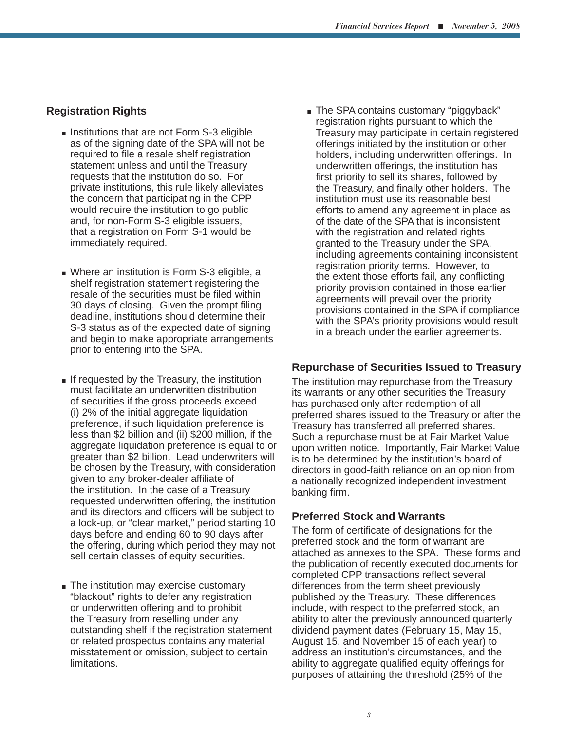## Registration Rights

- Institutions that are not Form S-3 eligible as of the signing date of the SPA will not be required to file a resale shelf registration statement unless and until the Treasury requests that the institution do so. For private institutions, this rule likely alleviates the concern that participating in the CPP would require the institution to go public and, for non-Form S-3 eligible issuers, that a registration on Form S-1 would be immediately required.

- Where an institution is Form S-3 eligible, a shelf registration statement registering the resale of the securities must be filed within 30 days of closing. Given the prompt filing deadline, institutions should determine their S-3 status as of the expected date of signing and begin to make appropriate arrangements prior to entering into the SPA.

- If requested by the Treasury, the institution must facilitate an underwritten distribution of securities if the gross proceeds exceed (i) 2% of the initial aggregate liquidation preference, if such liquidation preference is less than $2 billion and (ii) $200 million, if the aggregate liquidation preference is equal to or greater than $2 billion. Lead underwriters will be chosen by the Treasury, with consideration given to any broker-dealer affiliate of the institution. In the case of a Treasury requested underwritten offering, the institution and its directors and officers will be subject to a lock-up, or "clear market," period starting 10 days before and ending 60 to 90 days after the offering, during which period they may not sell certain classes of equity securities.

- The institution may exercise customary "blackout" rights to defer any registration or underwritten offering and to prohibit the Treasury from reselling under any outstanding shelf if the registration statement or related prospectus contains any material misstatement or omission, subject to certain limitations.

- The SPA contains customary "piggyback" registration rights pursuant to which the Treasury may participate in certain registered offerings initiated by the institution or other holders, including underwritten offerings. In underwritten offerings, the institution has first priority to sell its shares, followed by the Treasury, and finally other holders. The institution must use its reasonable best efforts to amend any agreement in place as of the date of the SPA that is inconsistent with the registration and related rights granted to the Treasury under the SPA, including agreements containing inconsistent registration priority terms. However, to the extent those efforts fail, any conflicting priority provision contained in those earlier agreements will prevail over the priority provisions contained in the SPA if compliance with the SPA's priority provisions would result in a breach under the earlier agreements.

## Repurchase of Securities Issued to Treasury

The institution may repurchase from the Treasury its warrants or any other securities the Treasury has purchased only after redemption of all preferred shares issued to the Treasury or after the Treasury has transferred all preferred shares. Such a repurchase must be at Fair Market Value upon written notice. Importantly, Fair Market Value is to be determined by the institution's board of directors in good-faith reliance on an opinion from a nationally recognized independent investment banking firm.

## Preferred Stock and Warrants

The form of certificate of designations for the preferred stock and the form of warrant are attached as annexes to the SPA. These forms and the publication of recently executed documents for completed CPP transactions reflect several differences from the term sheet previously published by the Treasury. These differences include, with respect to the preferred stock, an ability to alter the previously announced quarterly dividend payment dates (February 15, May 15, August 15, and November 15 of each year) to address an institution's circumstances, and the ability to aggregate qualified equity offerings for purposes of attaining the threshold (25% of the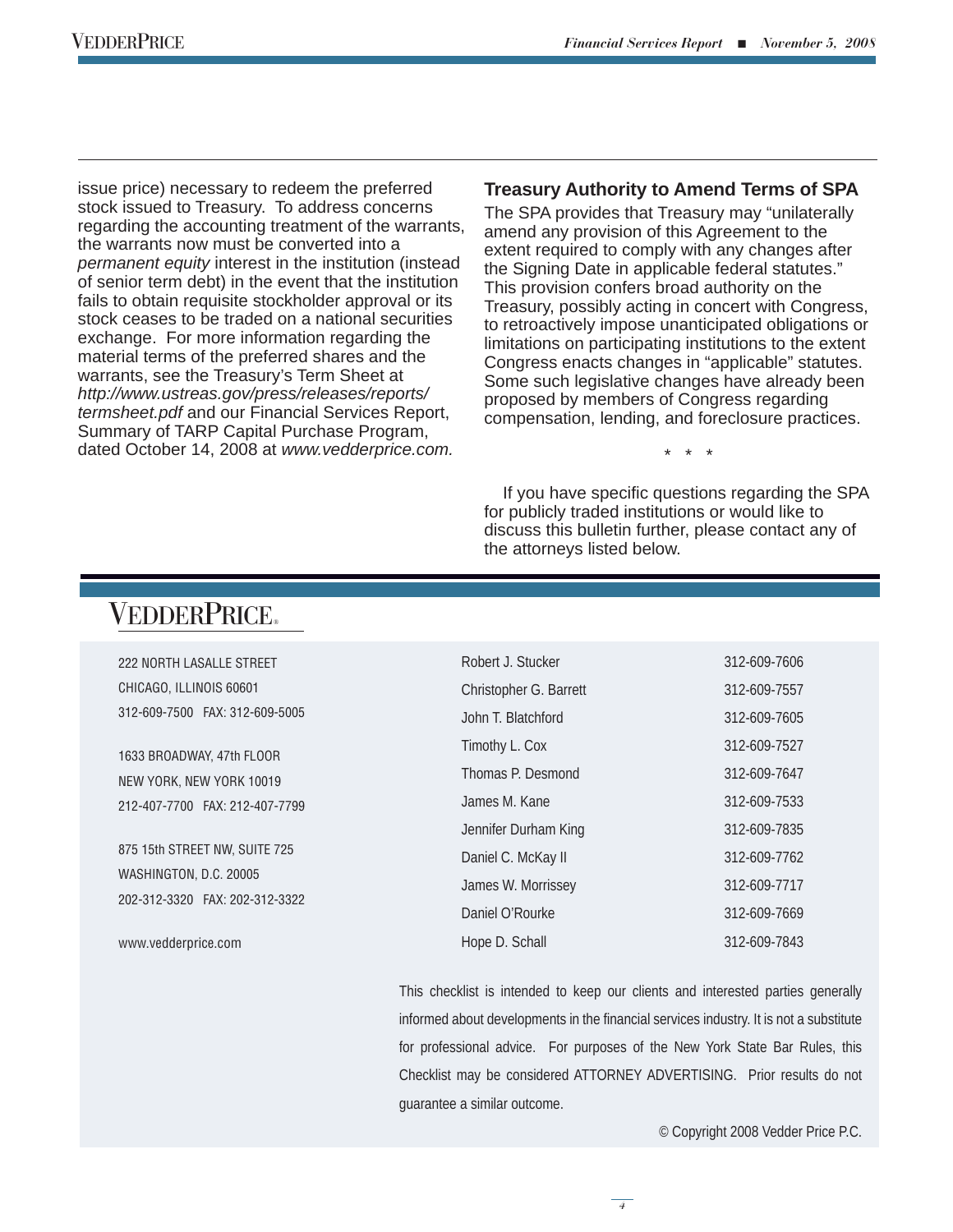issue price) necessary to redeem the preferred stock issued to Treasury. To address concerns regarding the accounting treatment of the warrants, the warrants now must be converted into a *permanent equity* interest in the institution (instead of senior term debt) in the event that the institution fails to obtain requisite stockholder approval or its stock ceases to be traded on a national securities exchange. For more information regarding the material terms of the preferred shares and the warrants, see the Treasury's Term Sheet at *http://www.ustreas.gov/press/releases/reports/termsheet.pdf* and our Financial Services Report, Summary of TARP Capital Purchase Program, dated October 14, 2008 at *www.vedderprice.com.*

## Treasury Authority to Amend Terms of SPA

The SPA provides that Treasury may "unilaterally amend any provision of this Agreement to the extent required to comply with any changes after the Signing Date in applicable federal statutes." This provision confers broad authority on the Treasury, possibly acting in concert with Congress, to retroactively impose unanticipated obligations or limitations on participating institutions to the extent Congress enacts changes in "applicable" statutes. Some such legislative changes have already been proposed by members of Congress regarding compensation, lending, and foreclosure practices.

\* \* \*

If you have specific questions regarding the SPA for publicly traded institutions or would like to discuss this bulletin further, please contact any of the attorneys listed below.

---

**VEDDERPRICE**

222 NORTH LASALLE STREET
CHICAGO, ILLINOIS 60601
312-609-7500 FAX: 312-609-5005

1633 BROADWAY, 47th FLOOR
NEW YORK, NEW YORK 10019
212-407-7700 FAX: 212-407-7799

875 15th STREET NW, SUITE 725
WASHINGTON, D.C. 20005
202-312-3320 FAX: 202-312-3322

www.vedderprice.com

| | |
|---|---|
| Robert J. Stucker | 312-609-7606 |
| Christopher G. Barrett | 312-609-7557 |
| John T. Blatchford | 312-609-7605 |
| Timothy L. Cox | 312-609-7527 |
| Thomas P. Desmond | 312-609-7647 |
| James M. Kane | 312-609-7533 |
| Jennifer Durham King | 312-609-7835 |
| Daniel C. McKay II | 312-609-7762 |
| James W. Morrissey | 312-609-7717 |
| Daniel O'Rourke | 312-609-7669 |
| Hope D. Schall | 312-609-7843 |

This checklist is intended to keep our clients and interested parties generally informed about developments in the financial services industry. It is not a substitute for professional advice. For purposes of the New York State Bar Rules, this Checklist may be considered ATTORNEY ADVERTISING. Prior results do not guarantee a similar outcome.

© Copyright 2008 Vedder Price P.C.